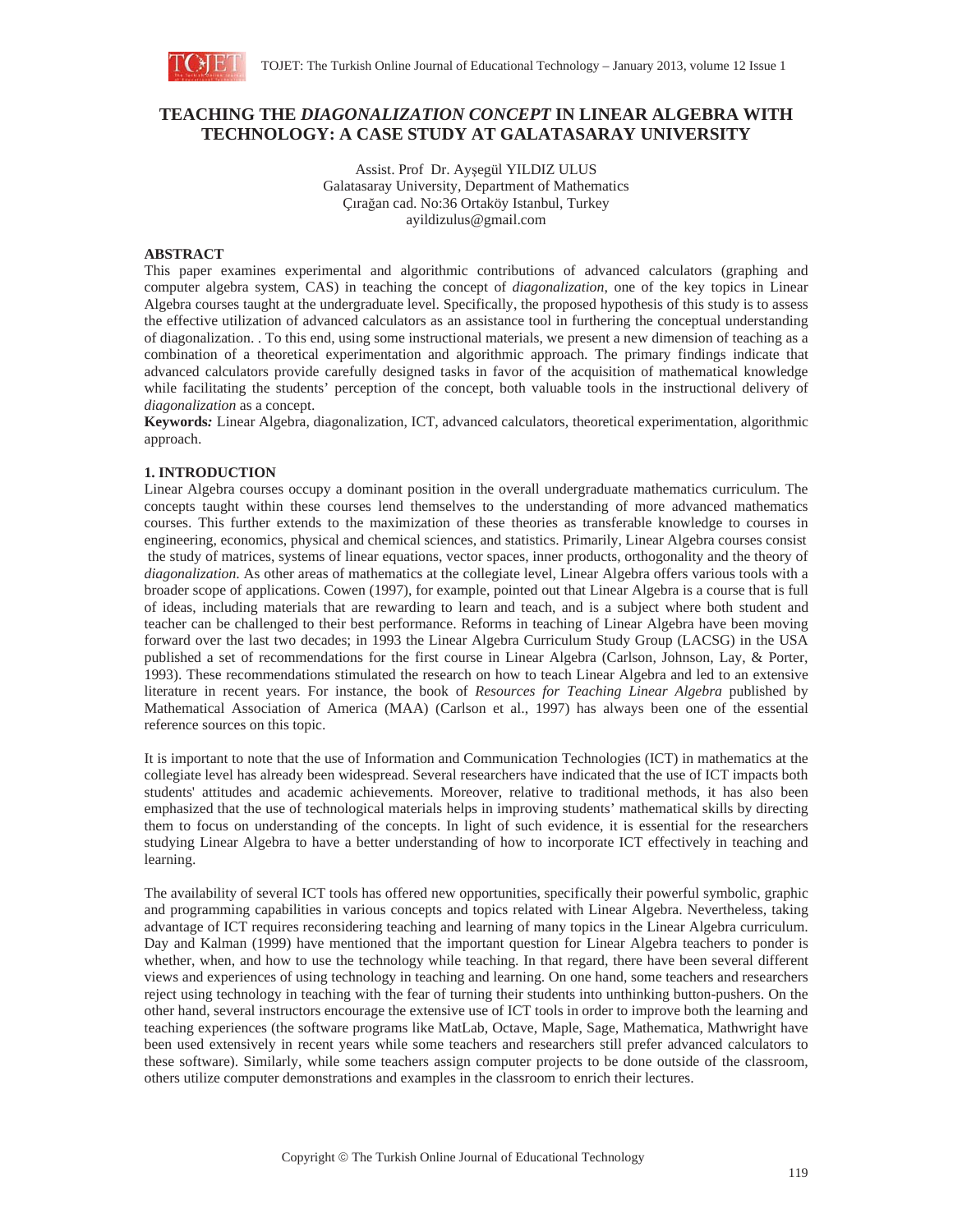# TEACHING THE *DIAGONALIZATION CONCEPT* IN LINEAR ALGEBRA WITH TECHNOLOGY: A CASE STUDY AT GALATASARAY UNIVERSITY

Assist. Prof Dr. Ayşegül YILDIZ ULUS
Galatasaray University, Department of Mathematics
Çırağan cad. No:36 Ortaköy Istanbul, Turkey
ayildizulus@gmail.com

## ABSTRACT

This paper examines experimental and algorithmic contributions of advanced calculators (graphing and computer algebra system, CAS) in teaching the concept of *diagonalization*, one of the key topics in Linear Algebra courses taught at the undergraduate level. Specifically, the proposed hypothesis of this study is to assess the effective utilization of advanced calculators as an assistance tool in furthering the conceptual understanding of diagonalization. . To this end, using some instructional materials, we present a new dimension of teaching as a combination of a theoretical experimentation and algorithmic approach. The primary findings indicate that advanced calculators provide carefully designed tasks in favor of the acquisition of mathematical knowledge while facilitating the students' perception of the concept, both valuable tools in the instructional delivery of *diagonalization* as a concept.

**Keywords:** Linear Algebra, diagonalization, ICT, advanced calculators, theoretical experimentation, algorithmic approach.

## 1. INTRODUCTION

Linear Algebra courses occupy a dominant position in the overall undergraduate mathematics curriculum. The concepts taught within these courses lend themselves to the understanding of more advanced mathematics courses. This further extends to the maximization of these theories as transferable knowledge to courses in engineering, economics, physical and chemical sciences, and statistics. Primarily, Linear Algebra courses consist the study of matrices, systems of linear equations, vector spaces, inner products, orthogonality and the theory of *diagonalization*. As other areas of mathematics at the collegiate level, Linear Algebra offers various tools with a broader scope of applications. Cowen (1997), for example, pointed out that Linear Algebra is a course that is full of ideas, including materials that are rewarding to learn and teach, and is a subject where both student and teacher can be challenged to their best performance. Reforms in teaching of Linear Algebra have been moving forward over the last two decades; in 1993 the Linear Algebra Curriculum Study Group (LACSG) in the USA published a set of recommendations for the first course in Linear Algebra (Carlson, Johnson, Lay, & Porter, 1993). These recommendations stimulated the research on how to teach Linear Algebra and led to an extensive literature in recent years. For instance, the book of *Resources for Teaching Linear Algebra* published by Mathematical Association of America (MAA) (Carlson et al., 1997) has always been one of the essential reference sources on this topic.

It is important to note that the use of Information and Communication Technologies (ICT) in mathematics at the collegiate level has already been widespread. Several researchers have indicated that the use of ICT impacts both students' attitudes and academic achievements. Moreover, relative to traditional methods, it has also been emphasized that the use of technological materials helps in improving students' mathematical skills by directing them to focus on understanding of the concepts. In light of such evidence, it is essential for the researchers studying Linear Algebra to have a better understanding of how to incorporate ICT effectively in teaching and learning.

The availability of several ICT tools has offered new opportunities, specifically their powerful symbolic, graphic and programming capabilities in various concepts and topics related with Linear Algebra. Nevertheless, taking advantage of ICT requires reconsidering teaching and learning of many topics in the Linear Algebra curriculum. Day and Kalman (1999) have mentioned that the important question for Linear Algebra teachers to ponder is whether, when, and how to use the technology while teaching. In that regard, there have been several different views and experiences of using technology in teaching and learning. On one hand, some teachers and researchers reject using technology in teaching with the fear of turning their students into unthinking button-pushers. On the other hand, several instructors encourage the extensive use of ICT tools in order to improve both the learning and teaching experiences (the software programs like MatLab, Octave, Maple, Sage, Mathematica, Mathwright have been used extensively in recent years while some teachers and researchers still prefer advanced calculators to these software). Similarly, while some teachers assign computer projects to be done outside of the classroom, others utilize computer demonstrations and examples in the classroom to enrich their lectures.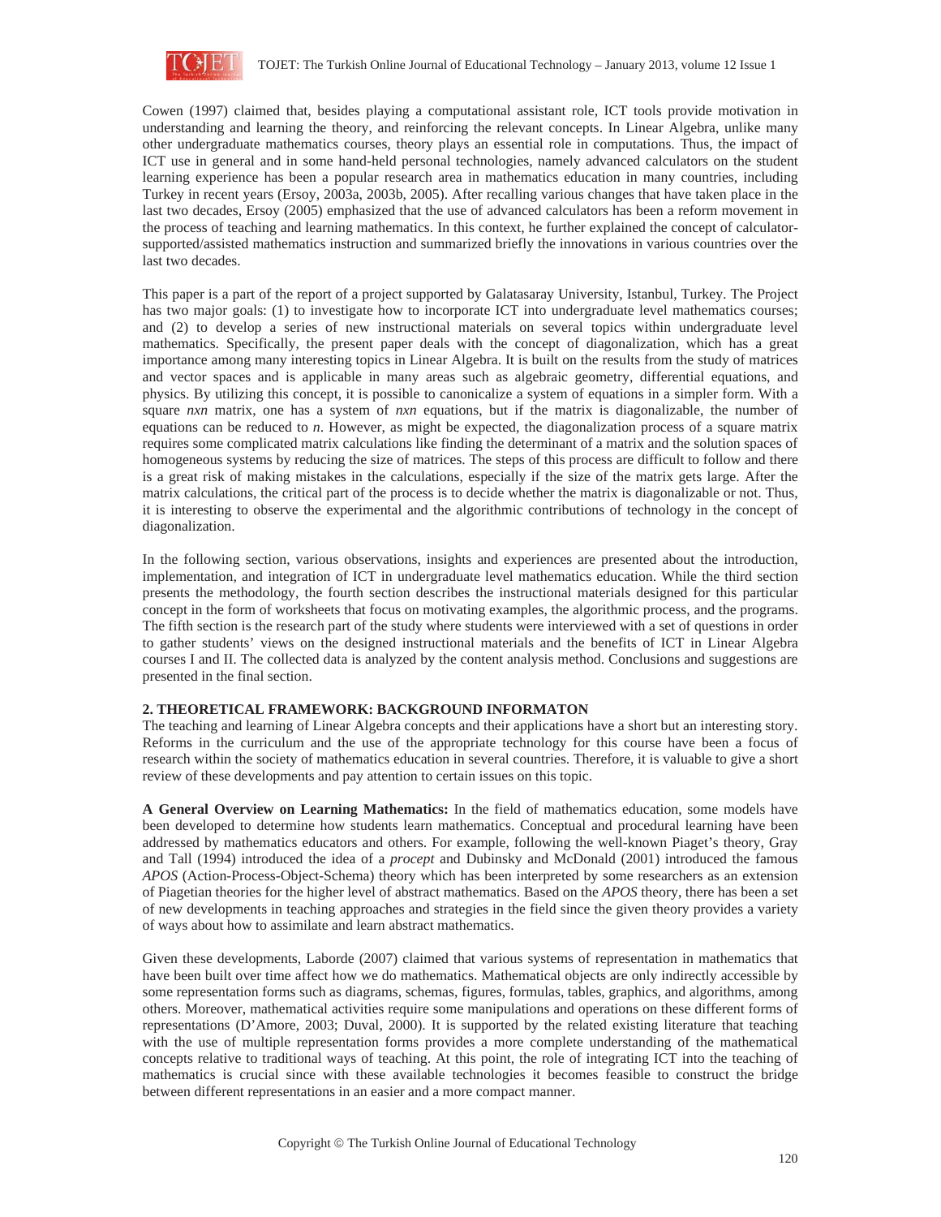Cowen (1997) claimed that, besides playing a computational assistant role, ICT tools provide motivation in understanding and learning the theory, and reinforcing the relevant concepts. In Linear Algebra, unlike many other undergraduate mathematics courses, theory plays an essential role in computations. Thus, the impact of ICT use in general and in some hand-held personal technologies, namely advanced calculators on the student learning experience has been a popular research area in mathematics education in many countries, including Turkey in recent years (Ersoy, 2003a, 2003b, 2005). After recalling various changes that have taken place in the last two decades, Ersoy (2005) emphasized that the use of advanced calculators has been a reform movement in the process of teaching and learning mathematics. In this context, he further explained the concept of calculator-supported/assisted mathematics instruction and summarized briefly the innovations in various countries over the last two decades.

This paper is a part of the report of a project supported by Galatasaray University, Istanbul, Turkey. The Project has two major goals: (1) to investigate how to incorporate ICT into undergraduate level mathematics courses; and (2) to develop a series of new instructional materials on several topics within undergraduate level mathematics. Specifically, the present paper deals with the concept of diagonalization, which has a great importance among many interesting topics in Linear Algebra. It is built on the results from the study of matrices and vector spaces and is applicable in many areas such as algebraic geometry, differential equations, and physics. By utilizing this concept, it is possible to canonicalize a system of equations in a simpler form. With a square *nxn* matrix, one has a system of *nxn* equations, but if the matrix is diagonalizable, the number of equations can be reduced to *n*. However, as might be expected, the diagonalization process of a square matrix requires some complicated matrix calculations like finding the determinant of a matrix and the solution spaces of homogeneous systems by reducing the size of matrices. The steps of this process are difficult to follow and there is a great risk of making mistakes in the calculations, especially if the size of the matrix gets large. After the matrix calculations, the critical part of the process is to decide whether the matrix is diagonalizable or not. Thus, it is interesting to observe the experimental and the algorithmic contributions of technology in the concept of diagonalization.

In the following section, various observations, insights and experiences are presented about the introduction, implementation, and integration of ICT in undergraduate level mathematics education. While the third section presents the methodology, the fourth section describes the instructional materials designed for this particular concept in the form of worksheets that focus on motivating examples, the algorithmic process, and the programs. The fifth section is the research part of the study where students were interviewed with a set of questions in order to gather students' views on the designed instructional materials and the benefits of ICT in Linear Algebra courses I and II. The collected data is analyzed by the content analysis method. Conclusions and suggestions are presented in the final section.

## 2. THEORETICAL FRAMEWORK: BACKGROUND INFORMATON

The teaching and learning of Linear Algebra concepts and their applications have a short but an interesting story. Reforms in the curriculum and the use of the appropriate technology for this course have been a focus of research within the society of mathematics education in several countries. Therefore, it is valuable to give a short review of these developments and pay attention to certain issues on this topic.

**A General Overview on Learning Mathematics:** In the field of mathematics education, some models have been developed to determine how students learn mathematics. Conceptual and procedural learning have been addressed by mathematics educators and others. For example, following the well-known Piaget's theory, Gray and Tall (1994) introduced the idea of a *procept* and Dubinsky and McDonald (2001) introduced the famous *APOS* (Action-Process-Object-Schema) theory which has been interpreted by some researchers as an extension of Piagetian theories for the higher level of abstract mathematics. Based on the *APOS* theory, there has been a set of new developments in teaching approaches and strategies in the field since the given theory provides a variety of ways about how to assimilate and learn abstract mathematics.

Given these developments, Laborde (2007) claimed that various systems of representation in mathematics that have been built over time affect how we do mathematics. Mathematical objects are only indirectly accessible by some representation forms such as diagrams, schemas, figures, formulas, tables, graphics, and algorithms, among others. Moreover, mathematical activities require some manipulations and operations on these different forms of representations (D'Amore, 2003; Duval, 2000). It is supported by the related existing literature that teaching with the use of multiple representation forms provides a more complete understanding of the mathematical concepts relative to traditional ways of teaching. At this point, the role of integrating ICT into the teaching of mathematics is crucial since with these available technologies it becomes feasible to construct the bridge between different representations in an easier and a more compact manner.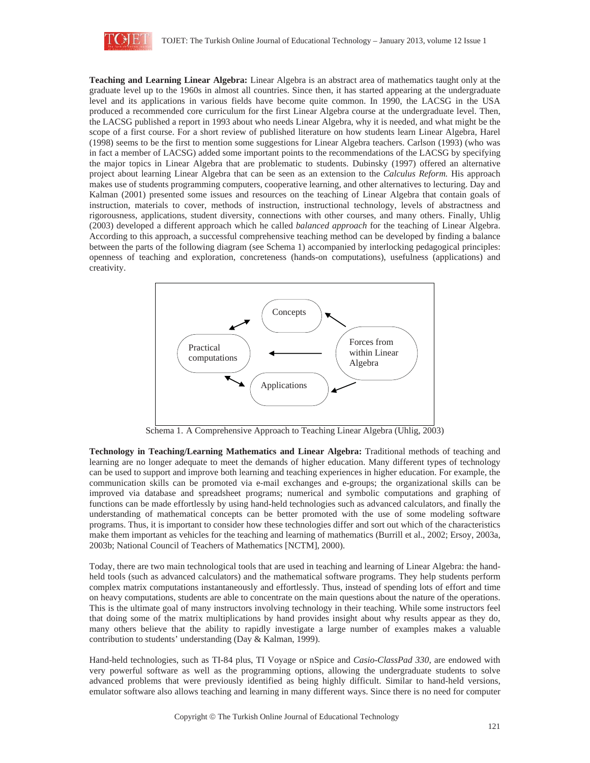**Teaching and Learning Linear Algebra:** Linear Algebra is an abstract area of mathematics taught only at the graduate level up to the 1960s in almost all countries. Since then, it has started appearing at the undergraduate level and its applications in various fields have become quite common. In 1990, the LACSG in the USA produced a recommended core curriculum for the first Linear Algebra course at the undergraduate level. Then, the LACSG published a report in 1993 about who needs Linear Algebra, why it is needed, and what might be the scope of a first course. For a short review of published literature on how students learn Linear Algebra, Harel (1998) seems to be the first to mention some suggestions for Linear Algebra teachers. Carlson (1993) (who was in fact a member of LACSG) added some important points to the recommendations of the LACSG by specifying the major topics in Linear Algebra that are problematic to students. Dubinsky (1997) offered an alternative project about learning Linear Algebra that can be seen as an extension to the *Calculus Reform.* His approach makes use of students programming computers, cooperative learning, and other alternatives to lecturing. Day and Kalman (2001) presented some issues and resources on the teaching of Linear Algebra that contain goals of instruction, materials to cover, methods of instruction, instructional technology, levels of abstractness and rigorousness, applications, student diversity, connections with other courses, and many others. Finally, Uhlig (2003) developed a different approach which he called *balanced approach* for the teaching of Linear Algebra. According to this approach, a successful comprehensive teaching method can be developed by finding a balance between the parts of the following diagram (see Schema 1) accompanied by interlocking pedagogical principles: openness of teaching and exploration, concreteness (hands-on computations), usefulness (applications) and creativity.

Concepts ↔ Practical computations ↔ Applications; Forces from within Linear Algebra → Concepts, Practical computations, Applications

Schema 1. A Comprehensive Approach to Teaching Linear Algebra (Uhlig, 2003)

**Technology in Teaching/Learning Mathematics and Linear Algebra:** Traditional methods of teaching and learning are no longer adequate to meet the demands of higher education. Many different types of technology can be used to support and improve both learning and teaching experiences in higher education. For example, the communication skills can be promoted via e-mail exchanges and e-groups; the organizational skills can be improved via database and spreadsheet programs; numerical and symbolic computations and graphing of functions can be made effortlessly by using hand-held technologies such as advanced calculators, and finally the understanding of mathematical concepts can be better promoted with the use of some modeling software programs. Thus, it is important to consider how these technologies differ and sort out which of the characteristics make them important as vehicles for the teaching and learning of mathematics (Burrill et al., 2002; Ersoy, 2003a, 2003b; National Council of Teachers of Mathematics [NCTM], 2000).

Today, there are two main technological tools that are used in teaching and learning of Linear Algebra: the hand-held tools (such as advanced calculators) and the mathematical software programs. They help students perform complex matrix computations instantaneously and effortlessly. Thus, instead of spending lots of effort and time on heavy computations, students are able to concentrate on the main questions about the nature of the operations. This is the ultimate goal of many instructors involving technology in their teaching. While some instructors feel that doing some of the matrix multiplications by hand provides insight about why results appear as they do, many others believe that the ability to rapidly investigate a large number of examples makes a valuable contribution to students' understanding (Day & Kalman, 1999).

Hand-held technologies, such as TI-84 plus, TI Voyage or nSpice and *Casio-ClassPad 330*, are endowed with very powerful software as well as the programming options, allowing the undergraduate students to solve advanced problems that were previously identified as being highly difficult. Similar to hand-held versions, emulator software also allows teaching and learning in many different ways. Since there is no need for computer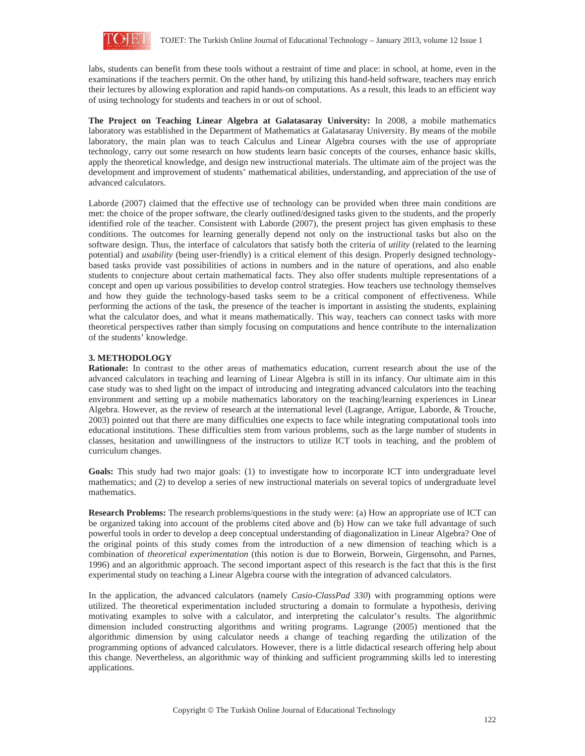labs, students can benefit from these tools without a restraint of time and place: in school, at home, even in the examinations if the teachers permit. On the other hand, by utilizing this hand-held software, teachers may enrich their lectures by allowing exploration and rapid hands-on computations. As a result, this leads to an efficient way of using technology for students and teachers in or out of school.

**The Project on Teaching Linear Algebra at Galatasaray University:** In 2008, a mobile mathematics laboratory was established in the Department of Mathematics at Galatasaray University. By means of the mobile laboratory, the main plan was to teach Calculus and Linear Algebra courses with the use of appropriate technology, carry out some research on how students learn basic concepts of the courses, enhance basic skills, apply the theoretical knowledge, and design new instructional materials. The ultimate aim of the project was the development and improvement of students' mathematical abilities, understanding, and appreciation of the use of advanced calculators.

Laborde (2007) claimed that the effective use of technology can be provided when three main conditions are met: the choice of the proper software, the clearly outlined/designed tasks given to the students, and the properly identified role of the teacher. Consistent with Laborde (2007), the present project has given emphasis to these conditions. The outcomes for learning generally depend not only on the instructional tasks but also on the software design. Thus, the interface of calculators that satisfy both the criteria of *utility* (related to the learning potential) and *usability* (being user-friendly) is a critical element of this design. Properly designed technology-based tasks provide vast possibilities of actions in numbers and in the nature of operations, and also enable students to conjecture about certain mathematical facts. They also offer students multiple representations of a concept and open up various possibilities to develop control strategies. How teachers use technology themselves and how they guide the technology-based tasks seem to be a critical component of effectiveness. While performing the actions of the task, the presence of the teacher is important in assisting the students, explaining what the calculator does, and what it means mathematically. This way, teachers can connect tasks with more theoretical perspectives rather than simply focusing on computations and hence contribute to the internalization of the students' knowledge.

## 3. METHODOLOGY

**Rationale:** In contrast to the other areas of mathematics education, current research about the use of the advanced calculators in teaching and learning of Linear Algebra is still in its infancy. Our ultimate aim in this case study was to shed light on the impact of introducing and integrating advanced calculators into the teaching environment and setting up a mobile mathematics laboratory on the teaching/learning experiences in Linear Algebra. However, as the review of research at the international level (Lagrange, Artigue, Laborde, & Trouche, 2003) pointed out that there are many difficulties one expects to face while integrating computational tools into educational institutions. These difficulties stem from various problems, such as the large number of students in classes, hesitation and unwillingness of the instructors to utilize ICT tools in teaching, and the problem of curriculum changes.

**Goals:** This study had two major goals: (1) to investigate how to incorporate ICT into undergraduate level mathematics; and (2) to develop a series of new instructional materials on several topics of undergraduate level mathematics.

**Research Problems:** The research problems/questions in the study were: (a) How an appropriate use of ICT can be organized taking into account of the problems cited above and (b) How can we take full advantage of such powerful tools in order to develop a deep conceptual understanding of diagonalization in Linear Algebra? One of the original points of this study comes from the introduction of a new dimension of teaching which is a combination of *theoretical experimentation* (this notion is due to Borwein, Borwein, Girgensohn, and Parnes, 1996) and an algorithmic approach. The second important aspect of this research is the fact that this is the first experimental study on teaching a Linear Algebra course with the integration of advanced calculators.

In the application, the advanced calculators (namely *Casio-ClassPad 330*) with programming options were utilized. The theoretical experimentation included structuring a domain to formulate a hypothesis, deriving motivating examples to solve with a calculator, and interpreting the calculator's results. The algorithmic dimension included constructing algorithms and writing programs. Lagrange (2005) mentioned that the algorithmic dimension by using calculator needs a change of teaching regarding the utilization of the programming options of advanced calculators. However, there is a little didactical research offering help about this change. Nevertheless, an algorithmic way of thinking and sufficient programming skills led to interesting applications.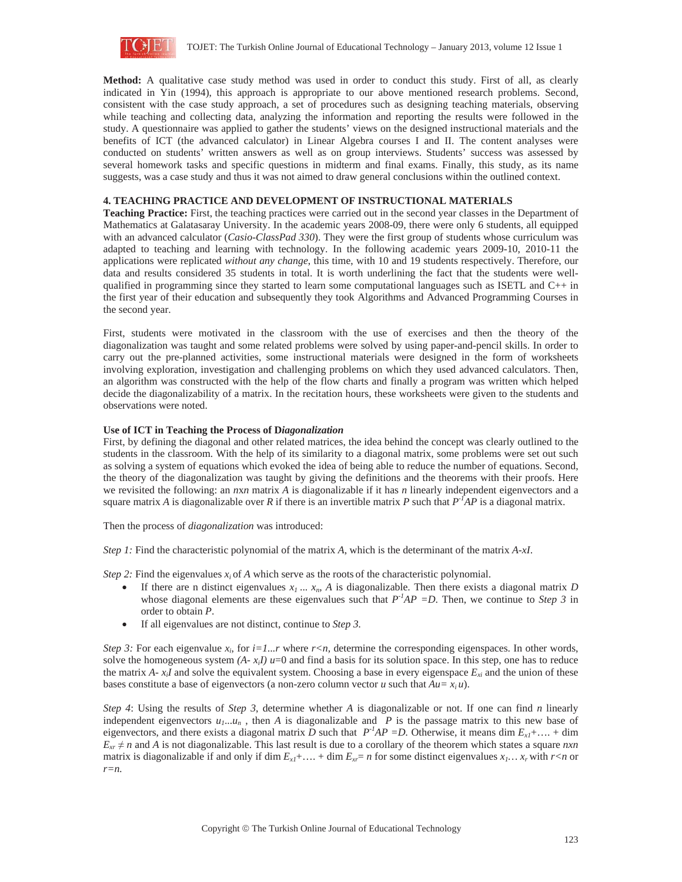**Method:** A qualitative case study method was used in order to conduct this study. First of all, as clearly indicated in Yin (1994), this approach is appropriate to our above mentioned research problems. Second, consistent with the case study approach, a set of procedures such as designing teaching materials, observing while teaching and collecting data, analyzing the information and reporting the results were followed in the study. A questionnaire was applied to gather the students' views on the designed instructional materials and the benefits of ICT (the advanced calculator) in Linear Algebra courses I and II. The content analyses were conducted on students' written answers as well as on group interviews. Students' success was assessed by several homework tasks and specific questions in midterm and final exams. Finally, this study, as its name suggests, was a case study and thus it was not aimed to draw general conclusions within the outlined context.

## 4. TEACHING PRACTICE AND DEVELOPMENT OF INSTRUCTIONAL MATERIALS

**Teaching Practice:** First, the teaching practices were carried out in the second year classes in the Department of Mathematics at Galatasaray University. In the academic years 2008-09, there were only 6 students, all equipped with an advanced calculator (*Casio-ClassPad 330*). They were the first group of students whose curriculum was adapted to teaching and learning with technology. In the following academic years 2009-10, 2010-11 the applications were replicated *without any change*, this time, with 10 and 19 students respectively. Therefore, our data and results considered 35 students in total. It is worth underlining the fact that the students were well-qualified in programming since they started to learn some computational languages such as ISETL and C++ in the first year of their education and subsequently they took Algorithms and Advanced Programming Courses in the second year.

First, students were motivated in the classroom with the use of exercises and then the theory of the diagonalization was taught and some related problems were solved by using paper-and-pencil skills. In order to carry out the pre-planned activities, some instructional materials were designed in the form of worksheets involving exploration, investigation and challenging problems on which they used advanced calculators. Then, an algorithm was constructed with the help of the flow charts and finally a program was written which helped decide the diagonalizability of a matrix. In the recitation hours, these worksheets were given to the students and observations were noted.

**Use of ICT in Teaching the Process of D*iagonalization***

First, by defining the diagonal and other related matrices, the idea behind the concept was clearly outlined to the students in the classroom. With the help of its similarity to a diagonal matrix, some problems were set out such as solving a system of equations which evoked the idea of being able to reduce the number of equations. Second, the theory of the diagonalization was taught by giving the definitions and the theorems with their proofs. Here we revisited the following: an $nxn$ matrix $A$ is diagonalizable if it has $n$ linearly independent eigenvectors and a square matrix $A$ is diagonalizable over $R$ if there is an invertible matrix $P$ such that $P^{-1}AP$ is a diagonal matrix.

Then the process of *diagonalization* was introduced:

*Step 1:* Find the characteristic polynomial of the matrix $A$, which is the determinant of the matrix $A$-$xI$.

*Step 2:* Find the eigenvalues $x_i$ of $A$ which serve as the roots of the characteristic polynomial.

- If there are n distinct eigenvalues $x_1 \ldots x_n$, $A$ is diagonalizable. Then there exists a diagonal matrix $D$ whose diagonal elements are these eigenvalues such that $P^{-1}AP = D$. Then, we continue to *Step 3* in order to obtain $P$.
- If all eigenvalues are not distinct, continue to *Step 3*.

*Step 3:* For each eigenvalue $x_i$, for $i=1 \ldots r$ where $r<n$, determine the corresponding eigenspaces. In other words, solve the homogeneous system $(A- x_iI)\,u=0$ and find a basis for its solution space. In this step, one has to reduce the matrix $A- x_iI$ and solve the equivalent system. Choosing a base in every eigenspace $E_{xi}$ and the union of these bases constitute a base of eigenvectors (a non-zero column vector $u$ such that $Au= x_i u$).

*Step 4*: Using the results of *Step 3*, determine whether $A$ is diagonalizable or not. If one can find $n$ linearly independent eigenvectors $u_1 \ldots u_n$ , then $A$ is diagonalizable and $P$ is the passage matrix to this new base of eigenvectors, and there exists a diagonal matrix $D$ such that $P^{-1}AP = D$. Otherwise, it means dim $E_{x1}+\ldots+$ dim $E_{xr} \neq n$ and $A$ is not diagonalizable. This last result is due to a corollary of the theorem which states a square $nxn$ matrix is diagonalizable if and only if dim $E_{x1}+\ldots+$ dim $E_{xr}= n$ for some distinct eigenvalues $x_1 \ldots x_r$ with $r<n$ or $r=n$.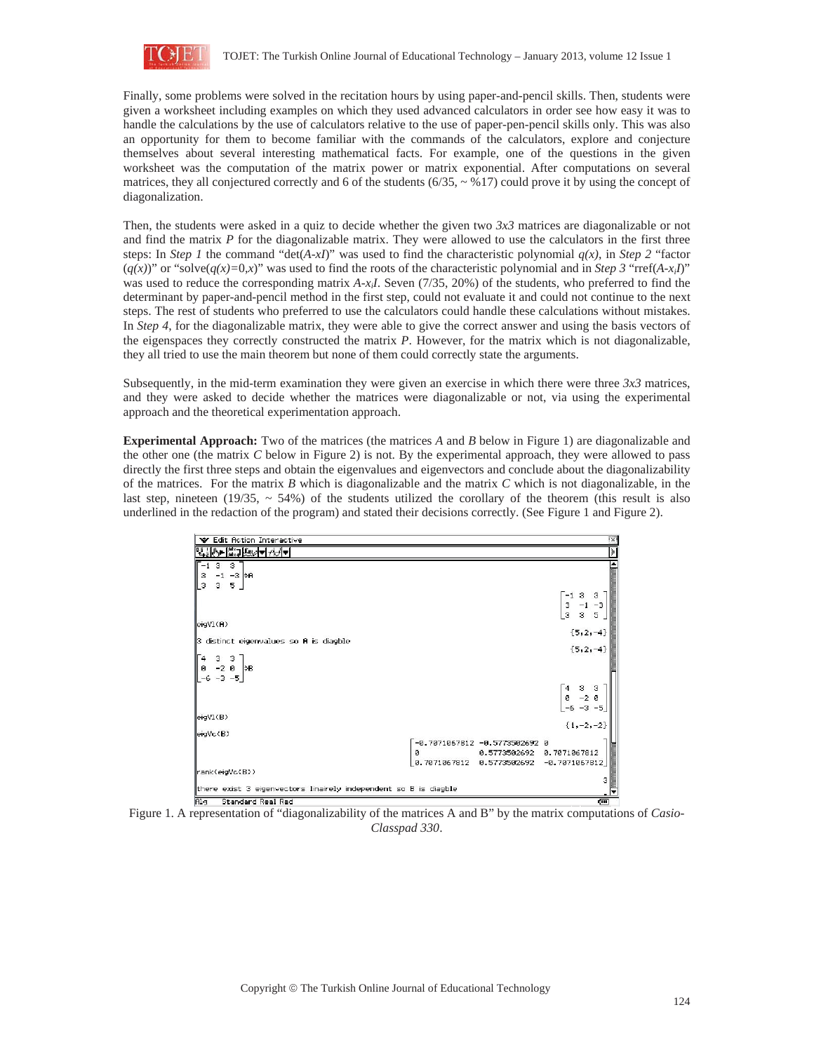Finally, some problems were solved in the recitation hours by using paper-and-pencil skills. Then, students were given a worksheet including examples on which they used advanced calculators in order see how easy it was to handle the calculations by the use of calculators relative to the use of paper-pen-pencil skills only. This was also an opportunity for them to become familiar with the commands of the calculators, explore and conjecture themselves about several interesting mathematical facts. For example, one of the questions in the given worksheet was the computation of the matrix power or matrix exponential. After computations on several matrices, they all conjectured correctly and 6 of the students (6/35, ~ %17) could prove it by using the concept of diagonalization.

Then, the students were asked in a quiz to decide whether the given two *3x3* matrices are diagonalizable or not and find the matrix *P* for the diagonalizable matrix. They were allowed to use the calculators in the first three steps: In *Step 1* the command "det($A$-$xI$)" was used to find the characteristic polynomial $q(x)$, in *Step 2* "factor ($q(x)$)" or "solve($q(x)$=0,$x$)" was used to find the roots of the characteristic polynomial and in *Step 3* "rref($A$-$x_iI$)" was used to reduce the corresponding matrix $A$-$x_iI$. Seven (7/35, 20%) of the students, who preferred to find the determinant by paper-and-pencil method in the first step, could not evaluate it and could not continue to the next steps. The rest of students who preferred to use the calculators could handle these calculations without mistakes. In *Step 4*, for the diagonalizable matrix, they were able to give the correct answer and using the basis vectors of the eigenspaces they correctly constructed the matrix *P*. However, for the matrix which is not diagonalizable, they all tried to use the main theorem but none of them could correctly state the arguments.

Subsequently, in the mid-term examination they were given an exercise in which there were three *3x3* matrices, and they were asked to decide whether the matrices were diagonalizable or not, via using the experimental approach and the theoretical experimentation approach.

**Experimental Approach:** Two of the matrices (the matrices *A* and *B* below in Figure 1) are diagonalizable and the other one (the matrix *C* below in Figure 2) is not. By the experimental approach, they were allowed to pass directly the first three steps and obtain the eigenvalues and eigenvectors and conclude about the diagonalizability of the matrices. For the matrix *B* which is diagonalizable and the matrix *C* which is not diagonalizable, in the last step, nineteen (19/35, ~ 54%) of the students utilized the corollary of the theorem (this result is also underlined in the redaction of the program) and stated their decisions correctly. (See Figure 1 and Figure 2).

Figure 1. A representation of "diagonalizability of the matrices A and B" by the matrix computations of *Casio-Classpad 330*.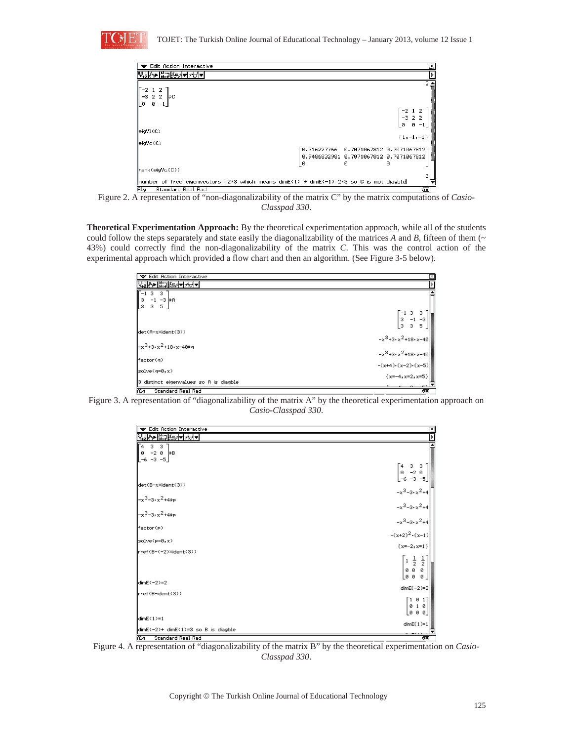```
Edit Action Interactive
[-2 1 2; -3 2 2; 0 0 -1]⇒C
                                        [-2 1 2; -3 2 2; 0 0 -1]
eigVl(C)
                                        {1,-1,-1}
eigVc(C)
        [0.316227766   0.7071067812 0.7071067812]
        [0.9486832981  0.7071067812 0.7071067812]
        [0             0            0           ]
rank(eigVc(C))
                                        2
number of free eigenvectors =2≠3 which means dimE(1) + dimE(-1)=2≠3 so C is not diagble
Alg   Standard Real Rad
```

Figure 2. A representation of "non-diagonalizability of the matrix C" by the matrix computations of *Casio-Classpad 330*.

**Theoretical Experimentation Approach:** By the theoretical experimentation approach, while all of the students could follow the steps separately and state easily the diagonalizability of the matrices *A* and *B*, fifteen of them (~ 43%) could correctly find the non-diagonalizability of the matrix *C*. This was the control action of the experimental approach which provided a flow chart and then an algorithm. (See Figure 3-5 below).

```
Edit Action Interactive
[-1 3 3; 3 -1 -3; 3 3 5]⇒A
                                        [-1 3 3; 3 -1 -3; 3 3 5]
det(A-x×ident(3))
                                        -x^3+3·x^2+18·x-40
-x^3+3·x^2+18·x-40⇒q
                                        -x^3+3·x^2+18·x-40
factor(q)
                                        -(x+4)·(x-2)·(x-5)
solve(q=0,x)
                                        {x=-4,x=2,x=5}
3 distinct eigenvalues so A is diagble
Alg   Standard Real Rad
```

Figure 3. A representation of "diagonalizability of the matrix A" by the theoretical experimentation approach on *Casio-Classpad 330*.

```
Edit Action Interactive
[4 3 3; 0 -2 0; -6 -3 -5]⇒B
                                        [4 3 3; 0 -2 0; -6 -3 -5]
det(B-x×ident(3))
                                        -x^3-3·x^2+4
-x^3-3·x^2+4⇒p
                                        -x^3-3·x^2+4
-x^3-3·x^2+4⇒p
                                        -x^3-3·x^2+4
factor(p)
                                        -(x+2)^2·(x-1)
solve(p=0,x)
                                        {x=-2,x=1}
rref(B-(-2)×ident(3))
                                        [1 1/2 1/2; 0 0 0; 0 0 0]
dimE(-2)=2
                                        dimE(-2)=2
rref(B-ident(3))
                                        [1 0 1; 0 1 0; 0 0 0]
dimE(1)=1
                                        dimE(1)=1
dimE(-2)+ dimE(1)=3 so B is diagble
Alg   Standard Real Rad
```

Figure 4. A representation of "diagonalizability of the matrix B" by the theoretical experimentation on *Casio-Classpad 330*.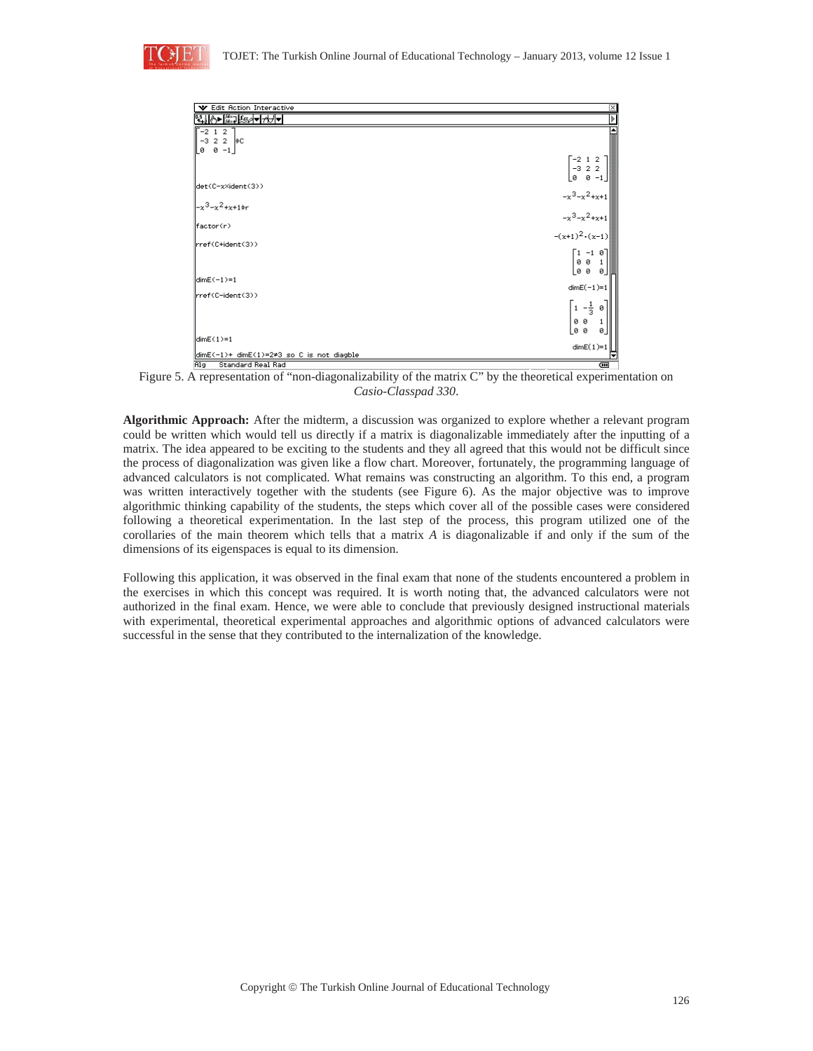Figure 5. A representation of "non-diagonalizability of the matrix C" by the theoretical experimentation on *Casio-Classpad 330*.

**Algorithmic Approach:** After the midterm, a discussion was organized to explore whether a relevant program could be written which would tell us directly if a matrix is diagonalizable immediately after the inputting of a matrix. The idea appeared to be exciting to the students and they all agreed that this would not be difficult since the process of diagonalization was given like a flow chart. Moreover, fortunately, the programming language of advanced calculators is not complicated. What remains was constructing an algorithm. To this end, a program was written interactively together with the students (see Figure 6). As the major objective was to improve algorithmic thinking capability of the students, the steps which cover all of the possible cases were considered following a theoretical experimentation. In the last step of the process, this program utilized one of the corollaries of the main theorem which tells that a matrix $A$ is diagonalizable if and only if the sum of the dimensions of its eigenspaces is equal to its dimension.

Following this application, it was observed in the final exam that none of the students encountered a problem in the exercises in which this concept was required. It is worth noting that, the advanced calculators were not authorized in the final exam. Hence, we were able to conclude that previously designed instructional materials with experimental, theoretical experimental approaches and algorithmic options of advanced calculators were successful in the sense that they contributed to the internalization of the knowledge.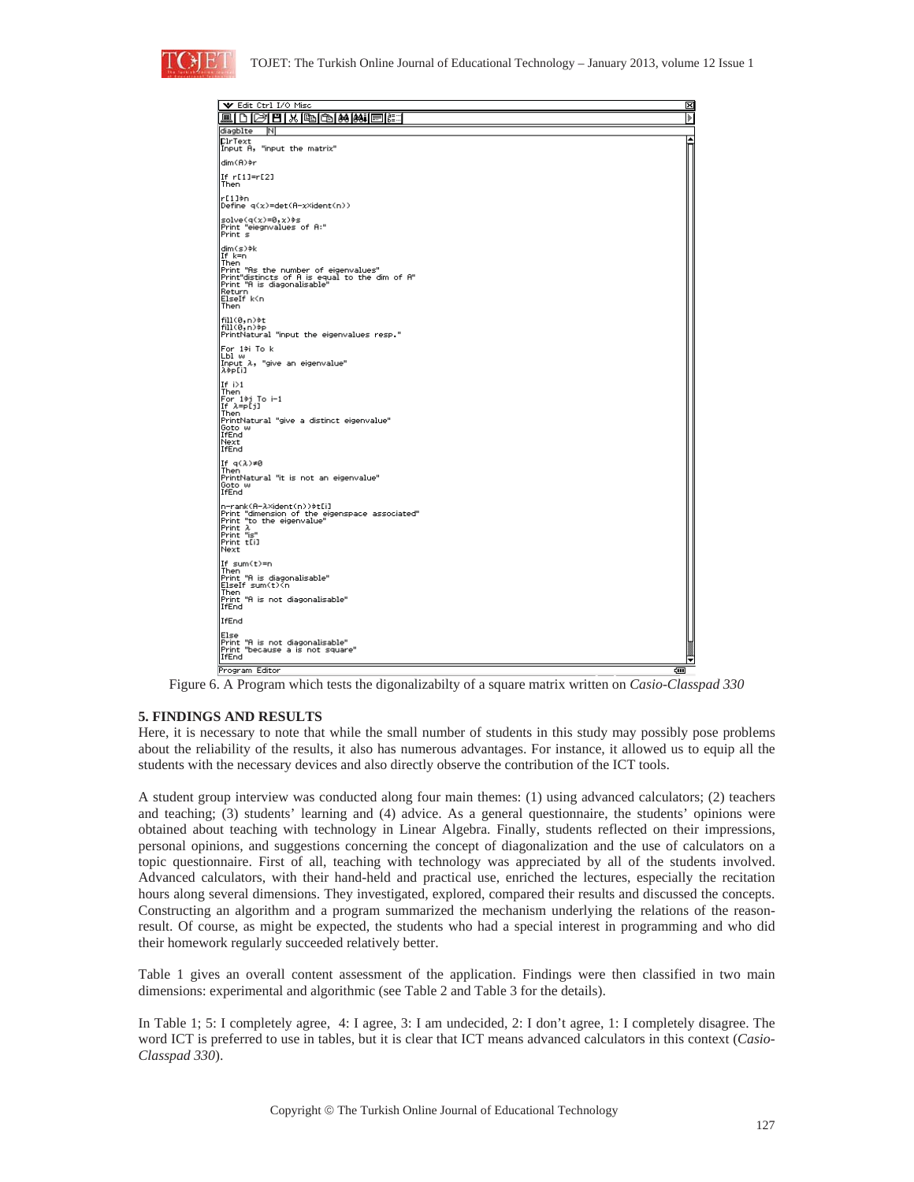```
diagblte
ClrText
Input A, "input the matrix"

dim(A)⇒r

If r[1]=r[2]
Then

r[1]⇒n
Define q(x)=det(A-x×ident(n))

solve(q(x)=0,x)⇒s
Print "eiegnvalues of A:"
Print s

dim(s)⇒k
If k=n
Then
Print "As the number of eigenvalues"
Print"distincts of A is equal to the dim of A"
Print "A is diagonalisable"
Return
ElseIf k<n
Then

fill(0,n)⇒t
fill(0,n)⇒p
PrintNatural "input the eigenvalues resp."

For 1⇒i To k
Lbl w
Input λ, "give an eigenvalue"
λ⇒p[i]

If i>1
Then
For 1⇒j To i-1
If λ=p[j]
Then
PrintNatural "give a distinct eigenvalue"
Goto w
IfEnd
Next
IfEnd

If q(λ)≠0
Then
PrintNatural "it is not an eigenvalue"
Goto w
IfEnd

n-rank(A-λ×ident(n))⇒t[i]
Print "dimension of the eigenspace associated"
Print "to the eigenvalue"
Print λ
Print "is"
Print t[i]
Next

If sum(t)=n
Then
Print "A is diagonalisable"
ElseIf sum(t)<n
Then
Print "A is not diagonalisable"
IfEnd

IfEnd

Else
Print "A is not diagonalisable"
Print "because a is not square"
IfEnd
```

Figure 6. A Program which tests the digonalizabilty of a square matrix written on *Casio-Classpad 330*

## 5. FINDINGS AND RESULTS

Here, it is necessary to note that while the small number of students in this study may possibly pose problems about the reliability of the results, it also has numerous advantages. For instance, it allowed us to equip all the students with the necessary devices and also directly observe the contribution of the ICT tools.

A student group interview was conducted along four main themes: (1) using advanced calculators; (2) teachers and teaching; (3) students' learning and (4) advice. As a general questionnaire, the students' opinions were obtained about teaching with technology in Linear Algebra. Finally, students reflected on their impressions, personal opinions, and suggestions concerning the concept of diagonalization and the use of calculators on a topic questionnaire. First of all, teaching with technology was appreciated by all of the students involved. Advanced calculators, with their hand-held and practical use, enriched the lectures, especially the recitation hours along several dimensions. They investigated, explored, compared their results and discussed the concepts. Constructing an algorithm and a program summarized the mechanism underlying the relations of the reason-result. Of course, as might be expected, the students who had a special interest in programming and who did their homework regularly succeeded relatively better.

Table 1 gives an overall content assessment of the application. Findings were then classified in two main dimensions: experimental and algorithmic (see Table 2 and Table 3 for the details).

In Table 1; 5: I completely agree, 4: I agree, 3: I am undecided, 2: I don't agree, 1: I completely disagree. The word ICT is preferred to use in tables, but it is clear that ICT means advanced calculators in this context (*Casio-Classpad 330*).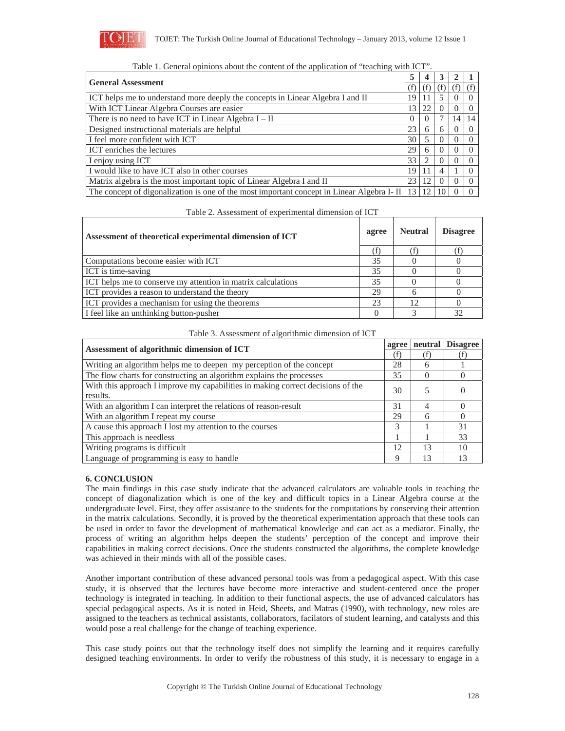Table 1. General opinions about the content of the application of "teaching with ICT".

| General Assessment | 5 | 4 | 3 | 2 | 1 |
|---|---|---|---|---|---|
| | (f) | (f) | (f) | (f) | (f) |
| ICT helps me to understand more deeply the concepts in Linear Algebra I and II | 19 | 11 | 5 | 0 | 0 |
| With ICT Linear Algebra Courses are easier | 13 | 22 | 0 | 0 | 0 |
| There is no need to have ICT in Linear Algebra I – II | 0 | 0 | 7 | 14 | 14 |
| Designed instructional materials are helpful | 23 | 6 | 6 | 0 | 0 |
| I feel more confident with ICT | 30 | 5 | 0 | 0 | 0 |
| ICT enriches the lectures | 29 | 6 | 0 | 0 | 0 |
| I enjoy using ICT | 33 | 2 | 0 | 0 | 0 |
| I would like to have ICT also in other courses | 19 | 11 | 4 | 1 | 0 |
| Matrix algebra is the most important topic of Linear Algebra I and II | 23 | 12 | 0 | 0 | 0 |
| The concept of digonalization is one of the most important concept in Linear Algebra I- II | 13 | 12 | 10 | 0 | 0 |

Table 2. Assessment of experimental dimension of ICT

| Assessment of theoretical experimental dimension of ICT | agree | Neutral | Disagree |
|---|---|---|---|
| | (f) | (f) | (f) |
| Computations become easier with ICT | 35 | 0 | 0 |
| ICT is time-saving | 35 | 0 | 0 |
| ICT helps me to conserve my attention in matrix calculations | 35 | 0 | 0 |
| ICT provides a reason to understand the theory | 29 | 6 | 0 |
| ICT provides a mechanism for using the theorems | 23 | 12 | 0 |
| I feel like an unthinking button-pusher | 0 | 3 | 32 |

Table 3. Assessment of algorithmic dimension of ICT

| Assessment of algorithmic dimension of ICT | agree | neutral | Disagree |
|---|---|---|---|
| | (f) | (f) | (f) |
| Writing an algorithm helps me to deepen my perception of the concept | 28 | 6 | 1 |
| The flow charts for constructing an algorithm explains the processes | 35 | 0 | 0 |
| With this approach I improve my capabilities in making correct decisions of the results. | 30 | 5 | 0 |
| With an algorithm I can interpret the relations of reason-result | 31 | 4 | 0 |
| With an algorithm I repeat my course | 29 | 6 | 0 |
| A cause this approach I lost my attention to the courses | 3 | 1 | 31 |
| This approach is needless | 1 | 1 | 33 |
| Writing programs is difficult | 12 | 13 | 10 |
| Language of programming is easy to handle | 9 | 13 | 13 |

## 6. CONCLUSION

The main findings in this case study indicate that the advanced calculators are valuable tools in teaching the concept of diagonalization which is one of the key and difficult topics in a Linear Algebra course at the undergraduate level. First, they offer assistance to the students for the computations by conserving their attention in the matrix calculations. Secondly, it is proved by the theoretical experimentation approach that these tools can be used in order to favor the development of mathematical knowledge and can act as a mediator. Finally, the process of writing an algorithm helps deepen the students' perception of the concept and improve their capabilities in making correct decisions. Once the students constructed the algorithms, the complete knowledge was achieved in their minds with all of the possible cases.

Another important contribution of these advanced personal tools was from a pedagogical aspect. With this case study, it is observed that the lectures have become more interactive and student-centered once the proper technology is integrated in teaching. In addition to their functional aspects, the use of advanced calculators has special pedagogical aspects. As it is noted in Heid, Sheets, and Matras (1990), with technology, new roles are assigned to the teachers as technical assistants, collaborators, facilators of student learning, and catalysts and this would pose a real challenge for the change of teaching experience.

This case study points out that the technology itself does not simplify the learning and it requires carefully designed teaching environments. In order to verify the robustness of this study, it is necessary to engage in a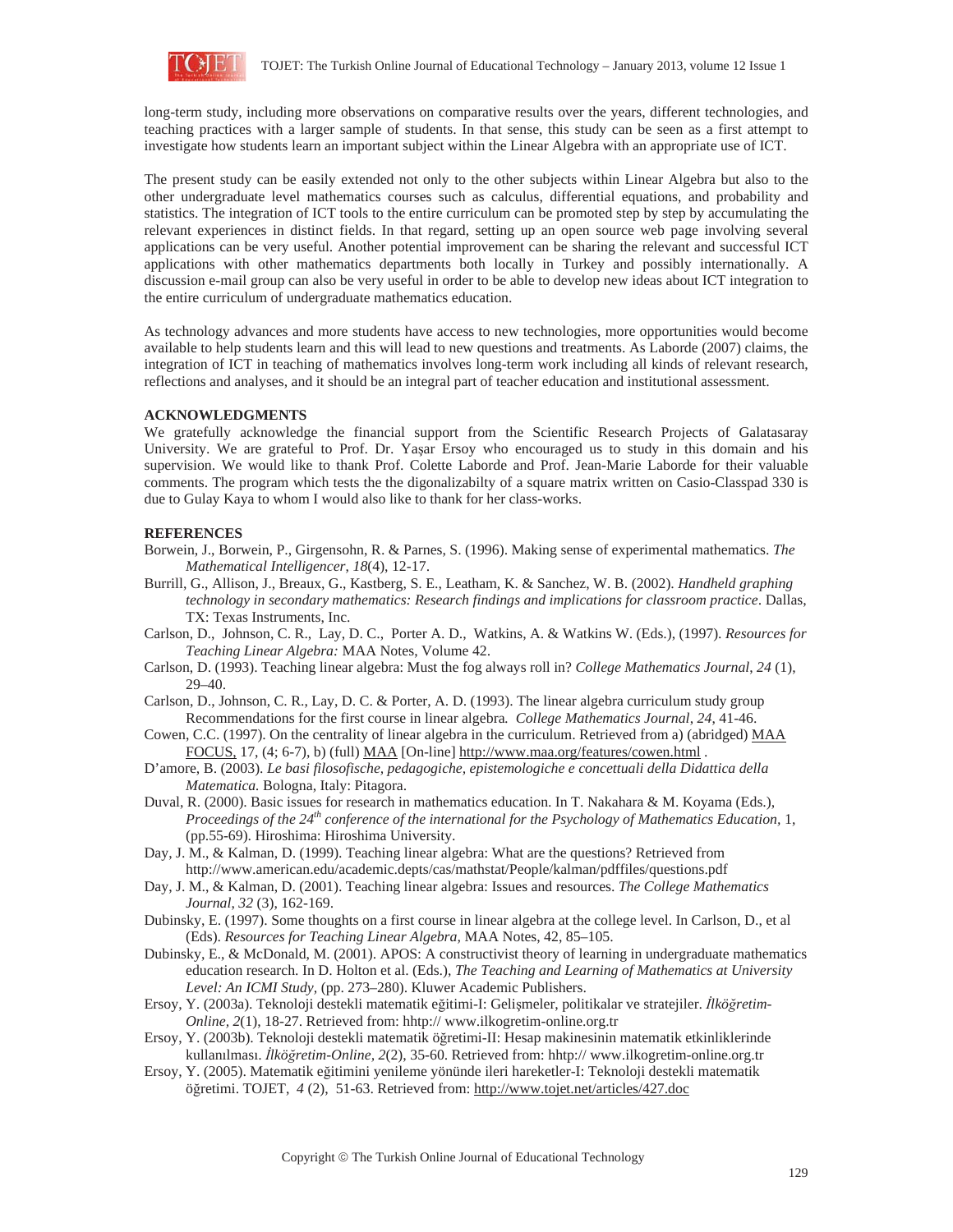long-term study, including more observations on comparative results over the years, different technologies, and teaching practices with a larger sample of students. In that sense, this study can be seen as a first attempt to investigate how students learn an important subject within the Linear Algebra with an appropriate use of ICT.

The present study can be easily extended not only to the other subjects within Linear Algebra but also to the other undergraduate level mathematics courses such as calculus, differential equations, and probability and statistics. The integration of ICT tools to the entire curriculum can be promoted step by step by accumulating the relevant experiences in distinct fields. In that regard, setting up an open source web page involving several applications can be very useful. Another potential improvement can be sharing the relevant and successful ICT applications with other mathematics departments both locally in Turkey and possibly internationally. A discussion e-mail group can also be very useful in order to be able to develop new ideas about ICT integration to the entire curriculum of undergraduate mathematics education.

As technology advances and more students have access to new technologies, more opportunities would become available to help students learn and this will lead to new questions and treatments. As Laborde (2007) claims, the integration of ICT in teaching of mathematics involves long-term work including all kinds of relevant research, reflections and analyses, and it should be an integral part of teacher education and institutional assessment.

## ACKNOWLEDGMENTS

We gratefully acknowledge the financial support from the Scientific Research Projects of Galatasaray University. We are grateful to Prof. Dr. Yaşar Ersoy who encouraged us to study in this domain and his supervision. We would like to thank Prof. Colette Laborde and Prof. Jean-Marie Laborde for their valuable comments. The program which tests the the digonalizabilty of a square matrix written on Casio-Classpad 330 is due to Gulay Kaya to whom I would also like to thank for her class-works.

## REFERENCES

Borwein, J., Borwein, P., Girgensohn, R. & Parnes, S. (1996). Making sense of experimental mathematics. *The Mathematical Intelligencer, 18*(4), 12-17.

Burrill, G., Allison, J., Breaux, G., Kastberg, S. E., Leatham, K. & Sanchez, W. B. (2002). *Handheld graphing technology in secondary mathematics: Research findings and implications for classroom practice*. Dallas, TX: Texas Instruments, Inc.

Carlson, D., Johnson, C. R., Lay, D. C., Porter A. D., Watkins, A. & Watkins W. (Eds.), (1997). *Resources for Teaching Linear Algebra:* MAA Notes, Volume 42.

Carlson, D. (1993). Teaching linear algebra: Must the fog always roll in? *College Mathematics Journal, 24* (1), 29–40.

Carlson, D., Johnson, C. R., Lay, D. C. & Porter, A. D. (1993). The linear algebra curriculum study group Recommendations for the first course in linear algebra. *College Mathematics Journal, 24*, 41-46.

Cowen, C.C. (1997). On the centrality of linear algebra in the curriculum. Retrieved from a) (abridged) MAA FOCUS, 17, (4; 6-7), b) (full) MAA [On-line] http://www.maa.org/features/cowen.html .

D'amore, B. (2003). *Le basi filosofische, pedagogiche, epistemologiche e concettuali della Didattica della Matematica.* Bologna, Italy: Pitagora.

Duval, R. (2000). Basic issues for research in mathematics education. In T. Nakahara & M. Koyama (Eds.), *Proceedings of the 24th conference of the international for the Psychology of Mathematics Education*, 1, (pp.55-69). Hiroshima: Hiroshima University.

Day, J. M., & Kalman, D. (1999). Teaching linear algebra: What are the questions? Retrieved from http://www.american.edu/academic.depts/cas/mathstat/People/kalman/pdffiles/questions.pdf

Day, J. M., & Kalman, D. (2001). Teaching linear algebra: Issues and resources. *The College Mathematics Journal, 32* (3), 162-169.

Dubinsky, E. (1997). Some thoughts on a first course in linear algebra at the college level. In Carlson, D., et al (Eds). *Resources for Teaching Linear Algebra*, MAA Notes, 42, 85–105.

Dubinsky, E., & McDonald, M. (2001). APOS: A constructivist theory of learning in undergraduate mathematics education research. In D. Holton et al. (Eds.), *The Teaching and Learning of Mathematics at University Level: An ICMI Study*, (pp. 273–280). Kluwer Academic Publishers.

Ersoy, Y. (2003a). Teknoloji destekli matematik eğitimi-I: Gelişmeler, politikalar ve stratejiler. *İlköğretim-Online, 2*(1), 18-27. Retrieved from: hhtp:// www.ilkogretim-online.org.tr

Ersoy, Y. (2003b). Teknoloji destekli matematik öğretimi-II: Hesap makinesinin matematik etkinliklerinde kullanılması. *İlköğretim-Online, 2*(2), 35-60. Retrieved from: hhtp:// www.ilkogretim-online.org.tr

Ersoy, Y. (2005). Matematik eğitimini yenileme yönünde ileri hareketler-I: Teknoloji destekli matematik öğretimi. TOJET, *4* (2), 51-63. Retrieved from: http://www.tojet.net/articles/427.doc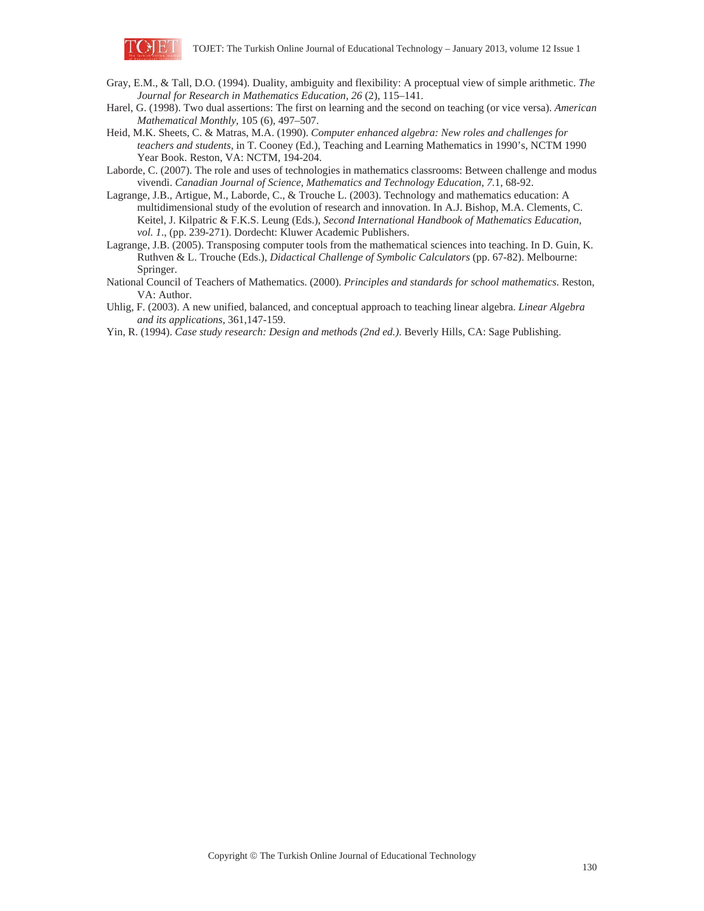Gray, E.M., & Tall, D.O. (1994). Duality, ambiguity and flexibility: A proceptual view of simple arithmetic. *The Journal for Research in Mathematics Education*, *26* (2), 115–141.

Harel, G. (1998). Two dual assertions: The first on learning and the second on teaching (or vice versa). *American Mathematical Monthly*, 105 (6), 497–507.

Heid, M.K. Sheets, C. & Matras, M.A. (1990). *Computer enhanced algebra: New roles and challenges for teachers and students*, in T. Cooney (Ed.), Teaching and Learning Mathematics in 1990's, NCTM 1990 Year Book. Reston, VA: NCTM, 194-204.

Laborde, C. (2007). The role and uses of technologies in mathematics classrooms: Between challenge and modus vivendi. *Canadian Journal of Science, Mathematics and Technology Education*, *7*.1, 68-92.

Lagrange, J.B., Artigue, M., Laborde, C., & Trouche L. (2003). Technology and mathematics education: A multidimensional study of the evolution of research and innovation. In A.J. Bishop, M.A. Clements, C. Keitel, J. Kilpatric & F.K.S. Leung (Eds.), *Second International Handbook of Mathematics Education*, *vol. 1*., (pp. 239-271). Dordecht: Kluwer Academic Publishers.

Lagrange, J.B. (2005). Transposing computer tools from the mathematical sciences into teaching. In D. Guin, K. Ruthven & L. Trouche (Eds.), *Didactical Challenge of Symbolic Calculators* (pp. 67-82). Melbourne: Springer.

National Council of Teachers of Mathematics. (2000). *Principles and standards for school mathematics*. Reston, VA: Author.

Uhlig, F. (2003). A new unified, balanced, and conceptual approach to teaching linear algebra. *Linear Algebra and its applications*, 361,147-159.

Yin, R. (1994). *Case study research: Design and methods (2nd ed.)*. Beverly Hills, CA: Sage Publishing.